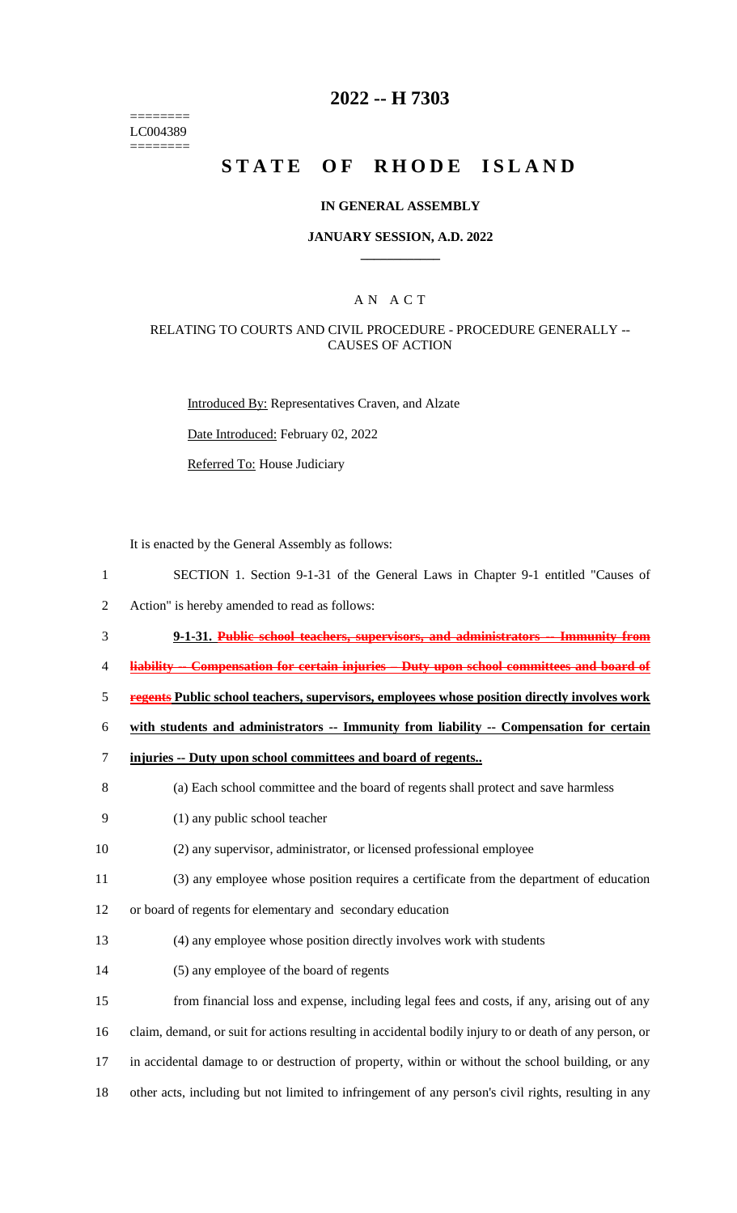========
LC004389
========

# 2022 -- H 7303

# STATE OF RHODE ISLAND

## IN GENERAL ASSEMBLY

### JANUARY SESSION, A.D. 2022

____________

A N A C T

RELATING TO COURTS AND CIVIL PROCEDURE - PROCEDURE GENERALLY -- CAUSES OF ACTION

Introduced By: Representatives Craven, and Alzate

Date Introduced: February 02, 2022

Referred To: House Judiciary

It is enacted by the General Assembly as follows:

1 SECTION 1. Section 9-1-31 of the General Laws in Chapter 9-1 entitled "Causes of
2 Action" is hereby amended to read as follows:

3 **9-1-31. ~~Public school teachers, supervisors, and administrators -- Immunity from~~**
4 **~~liability -- Compensation for certain injuries -- Duty upon school committees and board of~~**
5 **~~regents~~ <u>Public school teachers, supervisors, employees whose position directly involves work</u>**
6 **<u>with students and administrators -- Immunity from liability -- Compensation for certain</u>**
7 **<u>injuries -- Duty upon school committees and board of regents..</u>**

8 (a) Each school committee and the board of regents shall protect and save harmless

9 (1) any public school teacher

10 (2) any supervisor, administrator, or licensed professional employee

11 (3) any employee whose position requires a certificate from the department of education
12 or board of regents for elementary and secondary education

13 (4) any employee whose position directly involves work with students

14 (5) any employee of the board of regents

15 from financial loss and expense, including legal fees and costs, if any, arising out of any
16 claim, demand, or suit for actions resulting in accidental bodily injury to or death of any person, or
17 in accidental damage to or destruction of property, within or without the school building, or any
18 other acts, including but not limited to infringement of any person's civil rights, resulting in any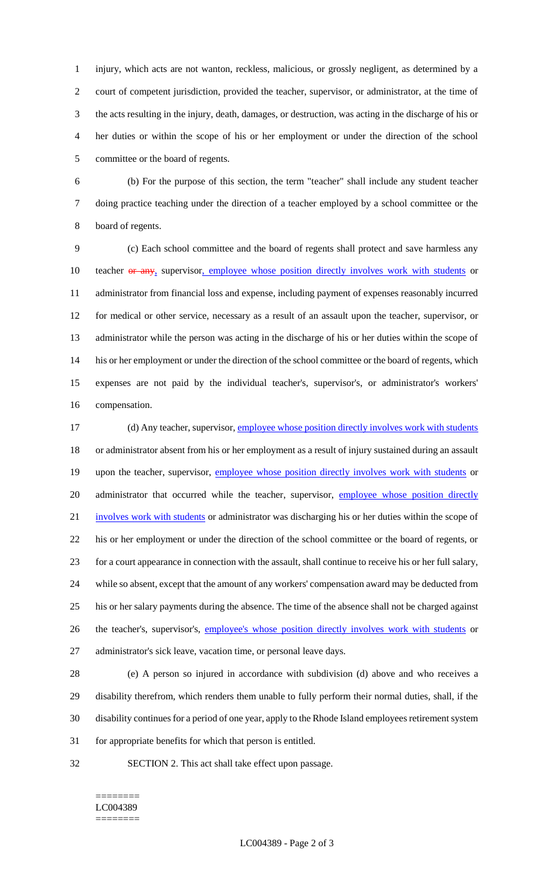injury, which acts are not wanton, reckless, malicious, or grossly negligent, as determined by a court of competent jurisdiction, provided the teacher, supervisor, or administrator, at the time of the acts resulting in the injury, death, damages, or destruction, was acting in the discharge of his or her duties or within the scope of his or her employment or under the direction of the school committee or the board of regents.

(b) For the purpose of this section, the term "teacher" shall include any student teacher doing practice teaching under the direction of a teacher employed by a school committee or the board of regents.

(c) Each school committee and the board of regents shall protect and save harmless any teacher ~~or any~~, supervisor, employee whose position directly involves work with students or administrator from financial loss and expense, including payment of expenses reasonably incurred for medical or other service, necessary as a result of an assault upon the teacher, supervisor, or administrator while the person was acting in the discharge of his or her duties within the scope of his or her employment or under the direction of the school committee or the board of regents, which expenses are not paid by the individual teacher's, supervisor's, or administrator's workers' compensation.

(d) Any teacher, supervisor, employee whose position directly involves work with students or administrator absent from his or her employment as a result of injury sustained during an assault upon the teacher, supervisor, employee whose position directly involves work with students or administrator that occurred while the teacher, supervisor, employee whose position directly involves work with students or administrator was discharging his or her duties within the scope of his or her employment or under the direction of the school committee or the board of regents, or for a court appearance in connection with the assault, shall continue to receive his or her full salary, while so absent, except that the amount of any workers' compensation award may be deducted from his or her salary payments during the absence. The time of the absence shall not be charged against the teacher's, supervisor's, employee's whose position directly involves work with students or administrator's sick leave, vacation time, or personal leave days.

(e) A person so injured in accordance with subdivision (d) above and who receives a disability therefrom, which renders them unable to fully perform their normal duties, shall, if the disability continues for a period of one year, apply to the Rhode Island employees retirement system for appropriate benefits for which that person is entitled.

SECTION 2. This act shall take effect upon passage.

========
LC004389
========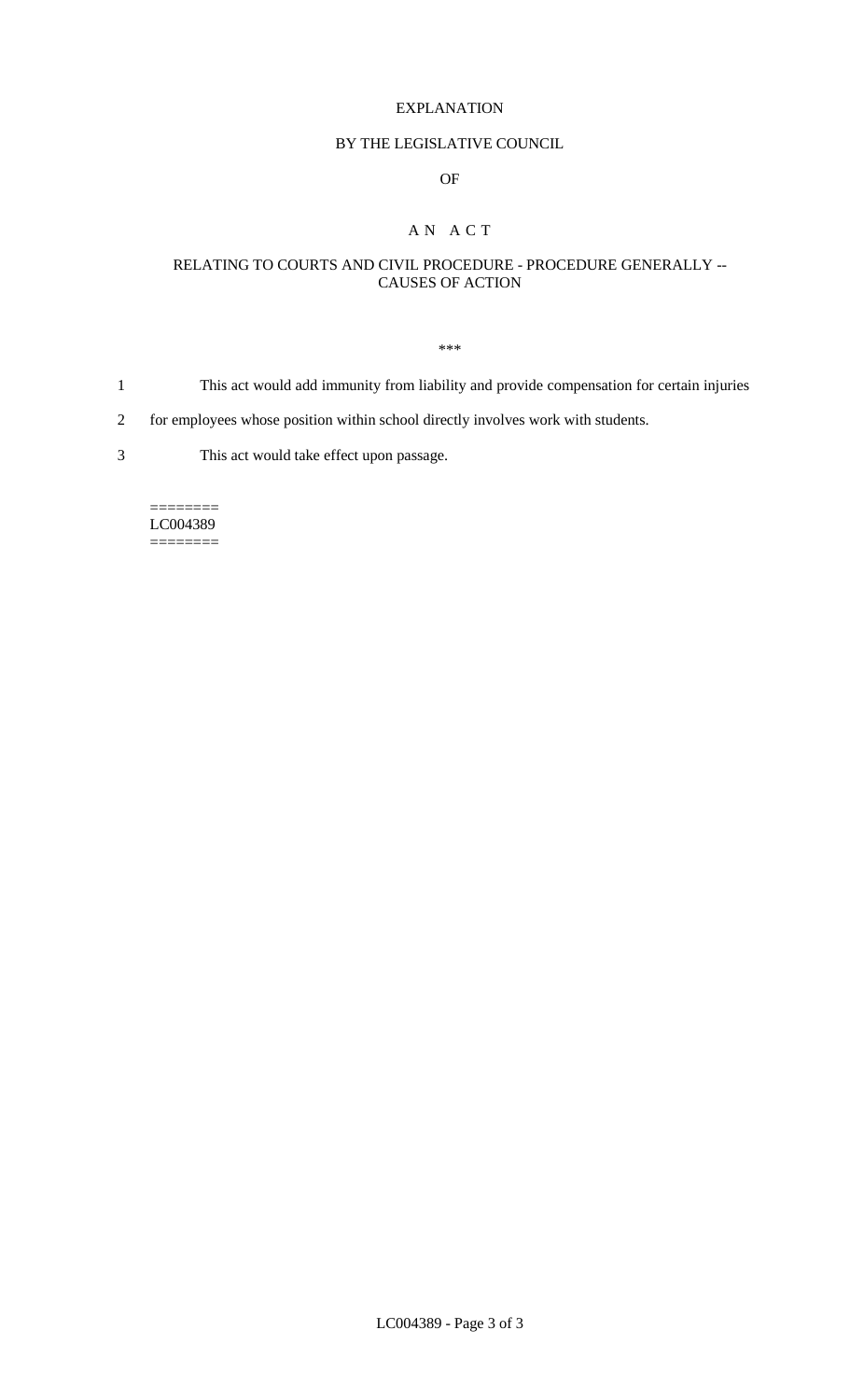EXPLANATION

BY THE LEGISLATIVE COUNCIL

OF

A N A C T

RELATING TO COURTS AND CIVIL PROCEDURE - PROCEDURE GENERALLY -- CAUSES OF ACTION

\*\*\*

1 This act would add immunity from liability and provide compensation for certain injuries

2 for employees whose position within school directly involves work with students.

3 This act would take effect upon passage.

========
LC004389
========